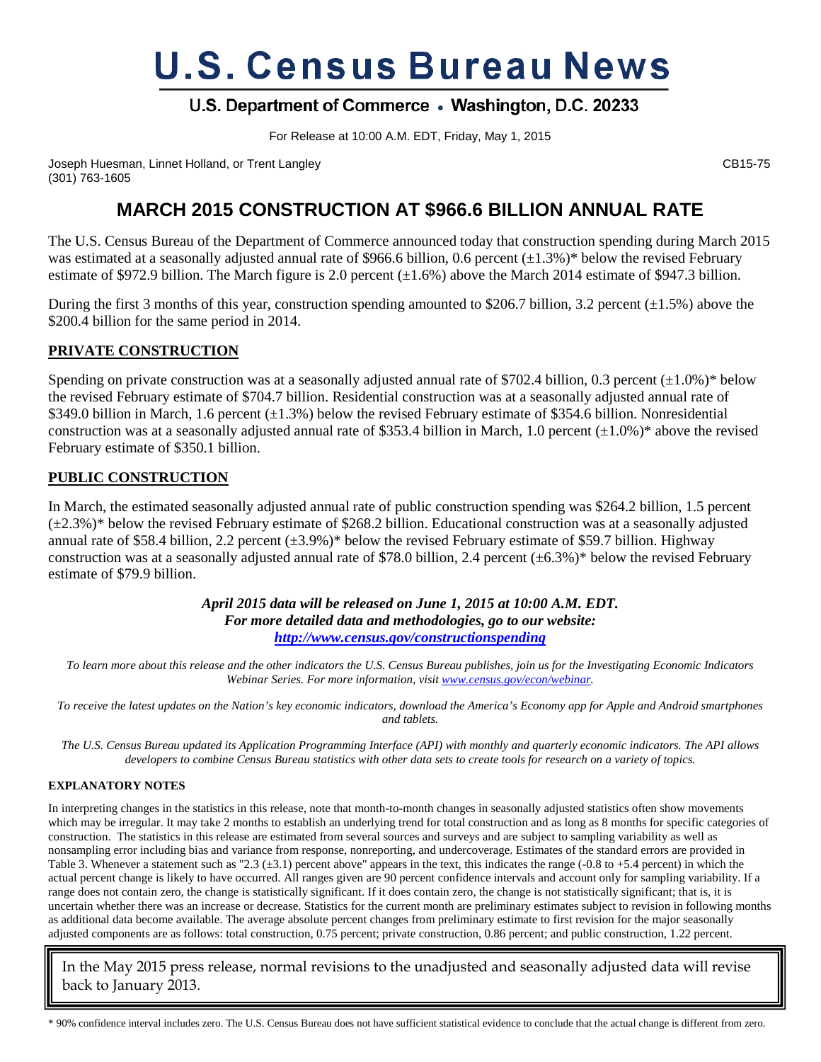# U.S. Census Bureau News

## U.S. Department of Commerce • Washington, D.C. 20233

For Release at 10:00 A.M. EDT, Friday, May 1, 2015

Joseph Huesman, Linnet Holland, or Trent Langley
(301) 763-1605

CB15-75

# MARCH 2015 CONSTRUCTION AT $966.6 BILLION ANNUAL RATE

The U.S. Census Bureau of the Department of Commerce announced today that construction spending during March 2015 was estimated at a seasonally adjusted annual rate of $966.6 billion, 0.6 percent (±1.3%)* below the revised February estimate of $972.9 billion. The March figure is 2.0 percent (±1.6%) above the March 2014 estimate of $947.3 billion.

During the first 3 months of this year, construction spending amounted to $206.7 billion, 3.2 percent (±1.5%) above the $200.4 billion for the same period in 2014.

## PRIVATE CONSTRUCTION

Spending on private construction was at a seasonally adjusted annual rate of $702.4 billion, 0.3 percent (±1.0%)* below the revised February estimate of $704.7 billion. Residential construction was at a seasonally adjusted annual rate of $349.0 billion in March, 1.6 percent (±1.3%) below the revised February estimate of $354.6 billion. Nonresidential construction was at a seasonally adjusted annual rate of $353.4 billion in March, 1.0 percent (±1.0%)* above the revised February estimate of $350.1 billion.

## PUBLIC CONSTRUCTION

In March, the estimated seasonally adjusted annual rate of public construction spending was $264.2 billion, 1.5 percent (±2.3%)* below the revised February estimate of $268.2 billion. Educational construction was at a seasonally adjusted annual rate of $58.4 billion, 2.2 percent (±3.9%)* below the revised February estimate of $59.7 billion. Highway construction was at a seasonally adjusted annual rate of $78.0 billion, 2.4 percent (±6.3%)* below the revised February estimate of $79.9 billion.

***April 2015 data will be released on June 1, 2015 at 10:00 A.M. EDT.***
***For more detailed data and methodologies, go to our website:***
***http://www.census.gov/constructionspending***

*To learn more about this release and the other indicators the U.S. Census Bureau publishes, join us for the Investigating Economic Indicators Webinar Series. For more information, visit www.census.gov/econ/webinar.*

*To receive the latest updates on the Nation's key economic indicators, download the America's Economy app for Apple and Android smartphones and tablets.*

*The U.S. Census Bureau updated its Application Programming Interface (API) with monthly and quarterly economic indicators. The API allows developers to combine Census Bureau statistics with other data sets to create tools for research on a variety of topics.*

### EXPLANATORY NOTES

In interpreting changes in the statistics in this release, note that month-to-month changes in seasonally adjusted statistics often show movements which may be irregular. It may take 2 months to establish an underlying trend for total construction and as long as 8 months for specific categories of construction. The statistics in this release are estimated from several sources and surveys and are subject to sampling variability as well as nonsampling error including bias and variance from response, nonreporting, and undercoverage. Estimates of the standard errors are provided in Table 3. Whenever a statement such as "2.3 (±3.1) percent above" appears in the text, this indicates the range (-0.8 to +5.4 percent) in which the actual percent change is likely to have occurred. All ranges given are 90 percent confidence intervals and account only for sampling variability. If a range does not contain zero, the change is statistically significant. If it does contain zero, the change is not statistically significant; that is, it is uncertain whether there was an increase or decrease. Statistics for the current month are preliminary estimates subject to revision in following months as additional data become available. The average absolute percent changes from preliminary estimate to first revision for the major seasonally adjusted components are as follows: total construction, 0.75 percent; private construction, 0.86 percent; and public construction, 1.22 percent.

In the May 2015 press release, normal revisions to the unadjusted and seasonally adjusted data will revise back to January 2013.

\* 90% confidence interval includes zero. The U.S. Census Bureau does not have sufficient statistical evidence to conclude that the actual change is different from zero.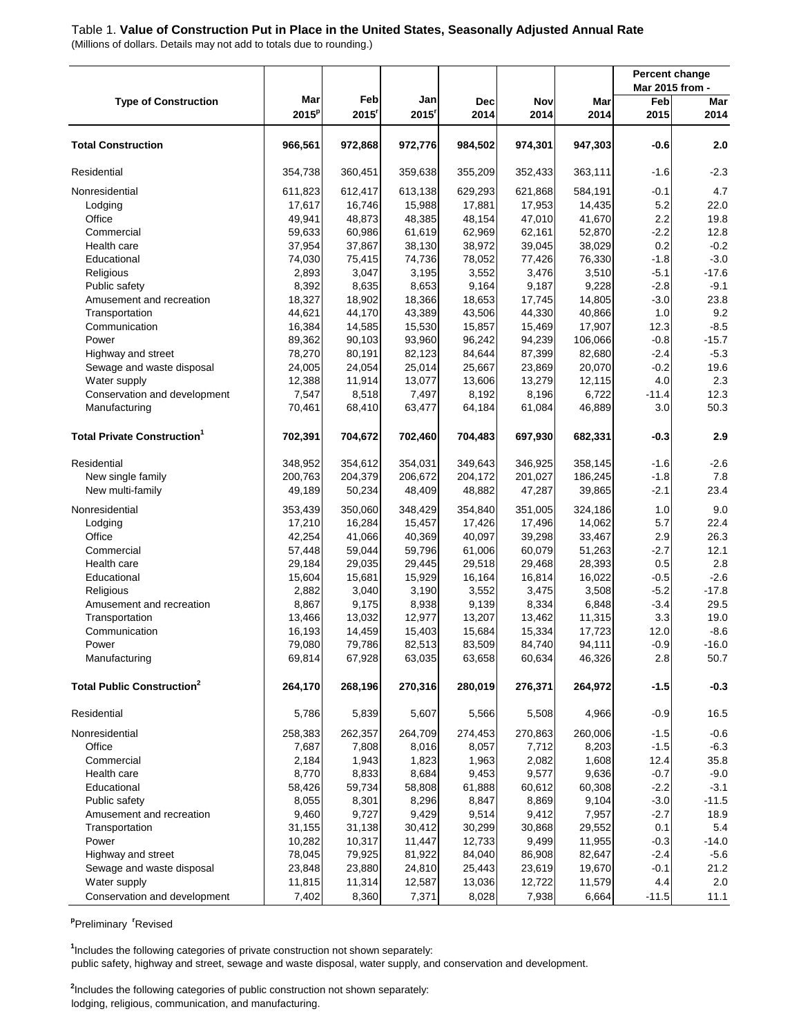Table 1. **Value of Construction Put in Place in the United States, Seasonally Adjusted Annual Rate**

(Millions of dollars. Details may not add to totals due to rounding.)

| Type of Construction | Mar 2015[p] | Feb 2015[r] | Jan 2015[r] | Dec 2014 | Nov 2014 | Mar 2014 | Percent change Mar 2015 from - Feb 2015 | Mar 2014 |
|---|---|---|---|---|---|---|---|---|
| **Total Construction** | **966,561** | **972,868** | **972,776** | **984,502** | **974,301** | **947,303** | **-0.6** | **2.0** |
| Residential | 354,738 | 360,451 | 359,638 | 355,209 | 352,433 | 363,111 | -1.6 | -2.3 |
| Nonresidential | 611,823 | 612,417 | 613,138 | 629,293 | 621,868 | 584,191 | -0.1 | 4.7 |
| Lodging | 17,617 | 16,746 | 15,988 | 17,881 | 17,953 | 14,435 | 5.2 | 22.0 |
| Office | 49,941 | 48,873 | 48,385 | 48,154 | 47,010 | 41,670 | 2.2 | 19.8 |
| Commercial | 59,633 | 60,986 | 61,619 | 62,969 | 62,161 | 52,870 | -2.2 | 12.8 |
| Health care | 37,954 | 37,867 | 38,130 | 38,972 | 39,045 | 38,029 | 0.2 | -0.2 |
| Educational | 74,030 | 75,415 | 74,736 | 78,052 | 77,426 | 76,330 | -1.8 | -3.0 |
| Religious | 2,893 | 3,047 | 3,195 | 3,552 | 3,476 | 3,510 | -5.1 | -17.6 |
| Public safety | 8,392 | 8,635 | 8,653 | 9,164 | 9,187 | 9,228 | -2.8 | -9.1 |
| Amusement and recreation | 18,327 | 18,902 | 18,366 | 18,653 | 17,745 | 14,805 | -3.0 | 23.8 |
| Transportation | 44,621 | 44,170 | 43,389 | 43,506 | 44,330 | 40,866 | 1.0 | 9.2 |
| Communication | 16,384 | 14,585 | 15,530 | 15,857 | 15,469 | 17,907 | 12.3 | -8.5 |
| Power | 89,362 | 90,103 | 93,960 | 96,242 | 94,239 | 106,066 | -0.8 | -15.7 |
| Highway and street | 78,270 | 80,191 | 82,123 | 84,644 | 87,399 | 82,680 | -2.4 | -5.3 |
| Sewage and waste disposal | 24,005 | 24,054 | 25,014 | 25,667 | 23,869 | 20,070 | -0.2 | 19.6 |
| Water supply | 12,388 | 11,914 | 13,077 | 13,606 | 13,279 | 12,115 | 4.0 | 2.3 |
| Conservation and development | 7,547 | 8,518 | 7,497 | 8,192 | 8,196 | 6,722 | -11.4 | 12.3 |
| Manufacturing | 70,461 | 68,410 | 63,477 | 64,184 | 61,084 | 46,889 | 3.0 | 50.3 |
| **Total Private Construction[1]** | **702,391** | **704,672** | **702,460** | **704,483** | **697,930** | **682,331** | **-0.3** | **2.9** |
| Residential | 348,952 | 354,612 | 354,031 | 349,643 | 346,925 | 358,145 | -1.6 | -2.6 |
| New single family | 200,763 | 204,379 | 206,672 | 204,172 | 201,027 | 186,245 | -1.8 | 7.8 |
| New multi-family | 49,189 | 50,234 | 48,409 | 48,882 | 47,287 | 39,865 | -2.1 | 23.4 |
| Nonresidential | 353,439 | 350,060 | 348,429 | 354,840 | 351,005 | 324,186 | 1.0 | 9.0 |
| Lodging | 17,210 | 16,284 | 15,457 | 17,426 | 17,496 | 14,062 | 5.7 | 22.4 |
| Office | 42,254 | 41,066 | 40,369 | 40,097 | 39,298 | 33,467 | 2.9 | 26.3 |
| Commercial | 57,448 | 59,044 | 59,796 | 61,006 | 60,079 | 51,263 | -2.7 | 12.1 |
| Health care | 29,184 | 29,035 | 29,445 | 29,518 | 29,468 | 28,393 | 0.5 | 2.8 |
| Educational | 15,604 | 15,681 | 15,929 | 16,164 | 16,814 | 16,022 | -0.5 | -2.6 |
| Religious | 2,882 | 3,040 | 3,190 | 3,552 | 3,475 | 3,508 | -5.2 | -17.8 |
| Amusement and recreation | 8,867 | 9,175 | 8,938 | 9,139 | 8,334 | 6,848 | -3.4 | 29.5 |
| Transportation | 13,466 | 13,032 | 12,977 | 13,207 | 13,462 | 11,315 | 3.3 | 19.0 |
| Communication | 16,193 | 14,459 | 15,403 | 15,684 | 15,334 | 17,723 | 12.0 | -8.6 |
| Power | 79,080 | 79,786 | 82,513 | 83,509 | 84,740 | 94,111 | -0.9 | -16.0 |
| Manufacturing | 69,814 | 67,928 | 63,035 | 63,658 | 60,634 | 46,326 | 2.8 | 50.7 |
| **Total Public Construction[2]** | **264,170** | **268,196** | **270,316** | **280,019** | **276,371** | **264,972** | **-1.5** | **-0.3** |
| Residential | 5,786 | 5,839 | 5,607 | 5,566 | 5,508 | 4,966 | -0.9 | 16.5 |
| Nonresidential | 258,383 | 262,357 | 264,709 | 274,453 | 270,863 | 260,006 | -1.5 | -0.6 |
| Office | 7,687 | 7,808 | 8,016 | 8,057 | 7,712 | 8,203 | -1.5 | -6.3 |
| Commercial | 2,184 | 1,943 | 1,823 | 1,963 | 2,082 | 1,608 | 12.4 | 35.8 |
| Health care | 8,770 | 8,833 | 8,684 | 9,453 | 9,577 | 9,636 | -0.7 | -9.0 |
| Educational | 58,426 | 59,734 | 58,808 | 61,888 | 60,612 | 60,308 | -2.2 | -3.1 |
| Public safety | 8,055 | 8,301 | 8,296 | 8,847 | 8,869 | 9,104 | -3.0 | -11.5 |
| Amusement and recreation | 9,460 | 9,727 | 9,429 | 9,514 | 9,412 | 7,957 | -2.7 | 18.9 |
| Transportation | 31,155 | 31,138 | 30,412 | 30,299 | 30,868 | 29,552 | 0.1 | 5.4 |
| Power | 10,282 | 10,317 | 11,447 | 12,733 | 9,499 | 11,955 | -0.3 | -14.0 |
| Highway and street | 78,045 | 79,925 | 81,922 | 84,040 | 86,908 | 82,647 | -2.4 | -5.6 |
| Sewage and waste disposal | 23,848 | 23,880 | 24,810 | 25,443 | 23,619 | 19,670 | -0.1 | 21.2 |
| Water supply | 11,815 | 11,314 | 12,587 | 13,036 | 12,722 | 11,579 | 4.4 | 2.0 |
| Conservation and development | 7,402 | 8,360 | 7,371 | 8,028 | 7,938 | 6,664 | -11.5 | 11.1 |

[p]Preliminary [r]Revised

[1]Includes the following categories of private construction not shown separately:
public safety, highway and street, sewage and waste disposal, water supply, and conservation and development.

[2]Includes the following categories of public construction not shown separately:
lodging, religious, communication, and manufacturing.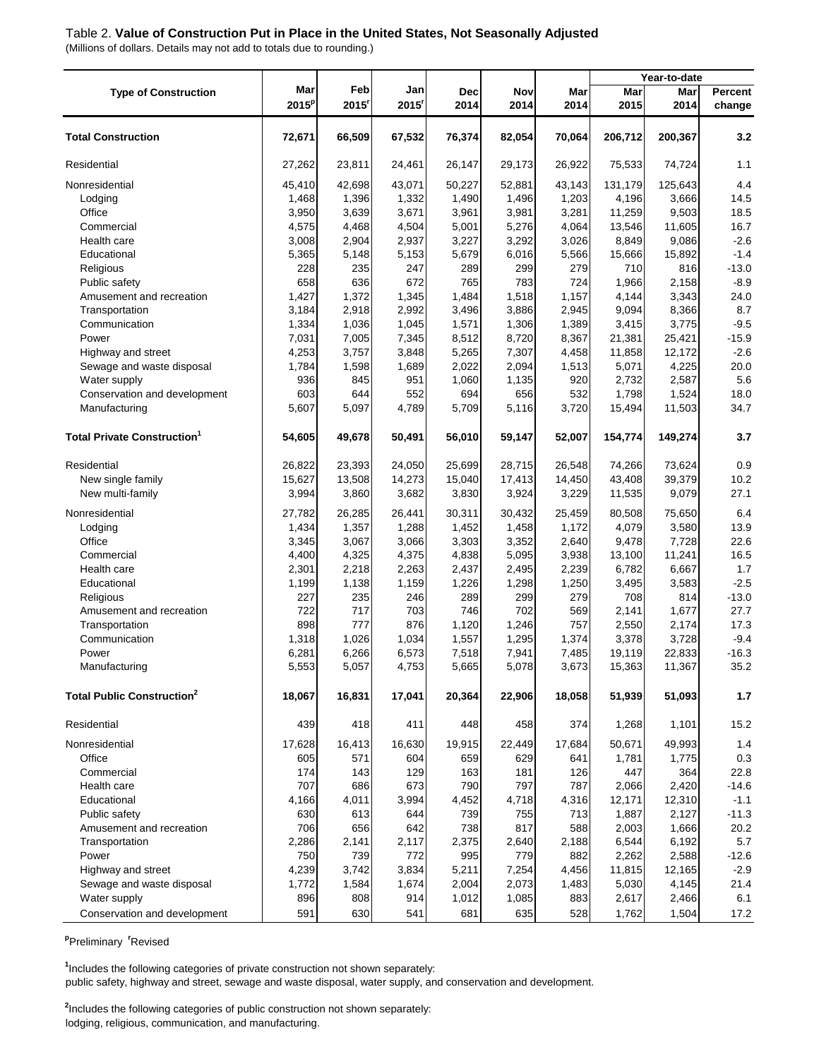Table 2. **Value of Construction Put in Place in the United States, Not Seasonally Adjusted**

(Millions of dollars. Details may not add to totals due to rounding.)

| Type of Construction | Mar 2015[p] | Feb 2015[r] | Jan 2015[r] | Dec 2014 | Nov 2014 | Mar 2014 | Year-to-date Mar 2015 | Year-to-date Mar 2014 | Year-to-date Percent change |
|---|---|---|---|---|---|---|---|---|---|
| **Total Construction** | **72,671** | **66,509** | **67,532** | **76,374** | **82,054** | **70,064** | **206,712** | **200,367** | **3.2** |
| Residential | 27,262 | 23,811 | 24,461 | 26,147 | 29,173 | 26,922 | 75,533 | 74,724 | 1.1 |
| Nonresidential | 45,410 | 42,698 | 43,071 | 50,227 | 52,881 | 43,143 | 131,179 | 125,643 | 4.4 |
| Lodging | 1,468 | 1,396 | 1,332 | 1,490 | 1,496 | 1,203 | 4,196 | 3,666 | 14.5 |
| Office | 3,950 | 3,639 | 3,671 | 3,961 | 3,981 | 3,281 | 11,259 | 9,503 | 18.5 |
| Commercial | 4,575 | 4,468 | 4,504 | 5,001 | 5,276 | 4,064 | 13,546 | 11,605 | 16.7 |
| Health care | 3,008 | 2,904 | 2,937 | 3,227 | 3,292 | 3,026 | 8,849 | 9,086 | -2.6 |
| Educational | 5,365 | 5,148 | 5,153 | 5,679 | 6,016 | 5,566 | 15,666 | 15,892 | -1.4 |
| Religious | 228 | 235 | 247 | 289 | 299 | 279 | 710 | 816 | -13.0 |
| Public safety | 658 | 636 | 672 | 765 | 783 | 724 | 1,966 | 2,158 | -8.9 |
| Amusement and recreation | 1,427 | 1,372 | 1,345 | 1,484 | 1,518 | 1,157 | 4,144 | 3,343 | 24.0 |
| Transportation | 3,184 | 2,918 | 2,992 | 3,496 | 3,886 | 2,945 | 9,094 | 8,366 | 8.7 |
| Communication | 1,334 | 1,036 | 1,045 | 1,571 | 1,306 | 1,389 | 3,415 | 3,775 | -9.5 |
| Power | 7,031 | 7,005 | 7,345 | 8,512 | 8,720 | 8,367 | 21,381 | 25,421 | -15.9 |
| Highway and street | 4,253 | 3,757 | 3,848 | 5,265 | 7,307 | 4,458 | 11,858 | 12,172 | -2.6 |
| Sewage and waste disposal | 1,784 | 1,598 | 1,689 | 2,022 | 2,094 | 1,513 | 5,071 | 4,225 | 20.0 |
| Water supply | 936 | 845 | 951 | 1,060 | 1,135 | 920 | 2,732 | 2,587 | 5.6 |
| Conservation and development | 603 | 644 | 552 | 694 | 656 | 532 | 1,798 | 1,524 | 18.0 |
| Manufacturing | 5,607 | 5,097 | 4,789 | 5,709 | 5,116 | 3,720 | 15,494 | 11,503 | 34.7 |
| **Total Private Construction[1]** | **54,605** | **49,678** | **50,491** | **56,010** | **59,147** | **52,007** | **154,774** | **149,274** | **3.7** |
| Residential | 26,822 | 23,393 | 24,050 | 25,699 | 28,715 | 26,548 | 74,266 | 73,624 | 0.9 |
| New single family | 15,627 | 13,508 | 14,273 | 15,040 | 17,413 | 14,450 | 43,408 | 39,379 | 10.2 |
| New multi-family | 3,994 | 3,860 | 3,682 | 3,830 | 3,924 | 3,229 | 11,535 | 9,079 | 27.1 |
| Nonresidential | 27,782 | 26,285 | 26,441 | 30,311 | 30,432 | 25,459 | 80,508 | 75,650 | 6.4 |
| Lodging | 1,434 | 1,357 | 1,288 | 1,452 | 1,458 | 1,172 | 4,079 | 3,580 | 13.9 |
| Office | 3,345 | 3,067 | 3,066 | 3,303 | 3,352 | 2,640 | 9,478 | 7,728 | 22.6 |
| Commercial | 4,400 | 4,325 | 4,375 | 4,838 | 5,095 | 3,938 | 13,100 | 11,241 | 16.5 |
| Health care | 2,301 | 2,218 | 2,263 | 2,437 | 2,495 | 2,239 | 6,782 | 6,667 | 1.7 |
| Educational | 1,199 | 1,138 | 1,159 | 1,226 | 1,298 | 1,250 | 3,495 | 3,583 | -2.5 |
| Religious | 227 | 235 | 246 | 289 | 299 | 279 | 708 | 814 | -13.0 |
| Amusement and recreation | 722 | 717 | 703 | 746 | 702 | 569 | 2,141 | 1,677 | 27.7 |
| Transportation | 898 | 777 | 876 | 1,120 | 1,246 | 757 | 2,550 | 2,174 | 17.3 |
| Communication | 1,318 | 1,026 | 1,034 | 1,557 | 1,295 | 1,374 | 3,378 | 3,728 | -9.4 |
| Power | 6,281 | 6,266 | 6,573 | 7,518 | 7,941 | 7,485 | 19,119 | 22,833 | -16.3 |
| Manufacturing | 5,553 | 5,057 | 4,753 | 5,665 | 5,078 | 3,673 | 15,363 | 11,367 | 35.2 |
| **Total Public Construction[2]** | **18,067** | **16,831** | **17,041** | **20,364** | **22,906** | **18,058** | **51,939** | **51,093** | **1.7** |
| Residential | 439 | 418 | 411 | 448 | 458 | 374 | 1,268 | 1,101 | 15.2 |
| Nonresidential | 17,628 | 16,413 | 16,630 | 19,915 | 22,449 | 17,684 | 50,671 | 49,993 | 1.4 |
| Office | 605 | 571 | 604 | 659 | 629 | 641 | 1,781 | 1,775 | 0.3 |
| Commercial | 174 | 143 | 129 | 163 | 181 | 126 | 447 | 364 | 22.8 |
| Health care | 707 | 686 | 673 | 790 | 797 | 787 | 2,066 | 2,420 | -14.6 |
| Educational | 4,166 | 4,011 | 3,994 | 4,452 | 4,718 | 4,316 | 12,171 | 12,310 | -1.1 |
| Public safety | 630 | 613 | 644 | 739 | 755 | 713 | 1,887 | 2,127 | -11.3 |
| Amusement and recreation | 706 | 656 | 642 | 738 | 817 | 588 | 2,003 | 1,666 | 20.2 |
| Transportation | 2,286 | 2,141 | 2,117 | 2,375 | 2,640 | 2,188 | 6,544 | 6,192 | 5.7 |
| Power | 750 | 739 | 772 | 995 | 779 | 882 | 2,262 | 2,588 | -12.6 |
| Highway and street | 4,239 | 3,742 | 3,834 | 5,211 | 7,254 | 4,456 | 11,815 | 12,165 | -2.9 |
| Sewage and waste disposal | 1,772 | 1,584 | 1,674 | 2,004 | 2,073 | 1,483 | 5,030 | 4,145 | 21.4 |
| Water supply | 896 | 808 | 914 | 1,012 | 1,085 | 883 | 2,617 | 2,466 | 6.1 |
| Conservation and development | 591 | 630 | 541 | 681 | 635 | 528 | 1,762 | 1,504 | 17.2 |

[p]Preliminary [r]Revised

[1]Includes the following categories of private construction not shown separately:
public safety, highway and street, sewage and waste disposal, water supply, and conservation and development.

[2]Includes the following categories of public construction not shown separately:
lodging, religious, communication, and manufacturing.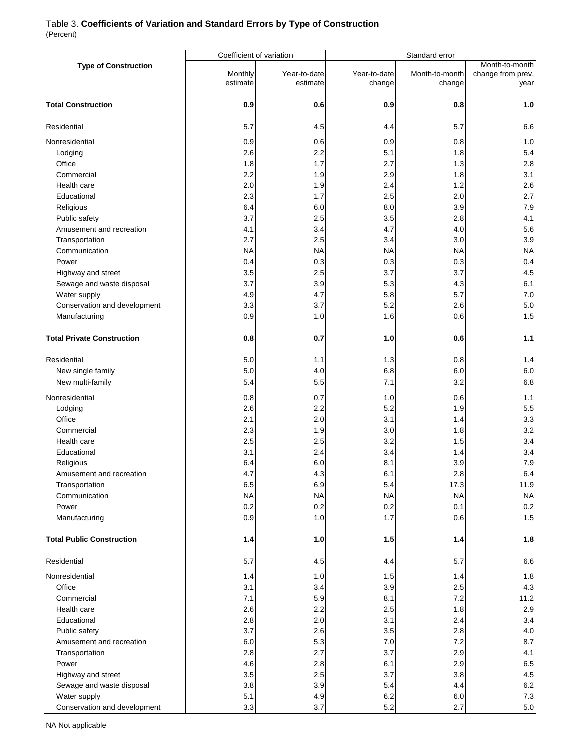Table 3. **Coefficients of Variation and Standard Errors by Type of Construction**
(Percent)

| Type of Construction | Coefficient of variation | | Standard error | | |
|---|---|---|---|---|---|
| | Monthly estimate | Year-to-date estimate | Year-to-date change | Month-to-month change | Month-to-month change from prev. year |
| **Total Construction** | **0.9** | **0.6** | **0.9** | **0.8** | **1.0** |
| Residential | 5.7 | 4.5 | 4.4 | 5.7 | 6.6 |
| Nonresidential | 0.9 | 0.6 | 0.9 | 0.8 | 1.0 |
| Lodging | 2.6 | 2.2 | 5.1 | 1.8 | 5.4 |
| Office | 1.8 | 1.7 | 2.7 | 1.3 | 2.8 |
| Commercial | 2.2 | 1.9 | 2.9 | 1.8 | 3.1 |
| Health care | 2.0 | 1.9 | 2.4 | 1.2 | 2.6 |
| Educational | 2.3 | 1.7 | 2.5 | 2.0 | 2.7 |
| Religious | 6.4 | 6.0 | 8.0 | 3.9 | 7.9 |
| Public safety | 3.7 | 2.5 | 3.5 | 2.8 | 4.1 |
| Amusement and recreation | 4.1 | 3.4 | 4.7 | 4.0 | 5.6 |
| Transportation | 2.7 | 2.5 | 3.4 | 3.0 | 3.9 |
| Communication | NA | NA | NA | NA | NA |
| Power | 0.4 | 0.3 | 0.3 | 0.3 | 0.4 |
| Highway and street | 3.5 | 2.5 | 3.7 | 3.7 | 4.5 |
| Sewage and waste disposal | 3.7 | 3.9 | 5.3 | 4.3 | 6.1 |
| Water supply | 4.9 | 4.7 | 5.8 | 5.7 | 7.0 |
| Conservation and development | 3.3 | 3.7 | 5.2 | 2.6 | 5.0 |
| Manufacturing | 0.9 | 1.0 | 1.6 | 0.6 | 1.5 |
| **Total Private Construction** | **0.8** | **0.7** | **1.0** | **0.6** | **1.1** |
| Residential | 5.0 | 1.1 | 1.3 | 0.8 | 1.4 |
| New single family | 5.0 | 4.0 | 6.8 | 6.0 | 6.0 |
| New multi-family | 5.4 | 5.5 | 7.1 | 3.2 | 6.8 |
| Nonresidential | 0.8 | 0.7 | 1.0 | 0.6 | 1.1 |
| Lodging | 2.6 | 2.2 | 5.2 | 1.9 | 5.5 |
| Office | 2.1 | 2.0 | 3.1 | 1.4 | 3.3 |
| Commercial | 2.3 | 1.9 | 3.0 | 1.8 | 3.2 |
| Health care | 2.5 | 2.5 | 3.2 | 1.5 | 3.4 |
| Educational | 3.1 | 2.4 | 3.4 | 1.4 | 3.4 |
| Religious | 6.4 | 6.0 | 8.1 | 3.9 | 7.9 |
| Amusement and recreation | 4.7 | 4.3 | 6.1 | 2.8 | 6.4 |
| Transportation | 6.5 | 6.9 | 5.4 | 17.3 | 11.9 |
| Communication | NA | NA | NA | NA | NA |
| Power | 0.2 | 0.2 | 0.2 | 0.1 | 0.2 |
| Manufacturing | 0.9 | 1.0 | 1.7 | 0.6 | 1.5 |
| **Total Public Construction** | **1.4** | **1.0** | **1.5** | **1.4** | **1.8** |
| Residential | 5.7 | 4.5 | 4.4 | 5.7 | 6.6 |
| Nonresidential | 1.4 | 1.0 | 1.5 | 1.4 | 1.8 |
| Office | 3.1 | 3.4 | 3.9 | 2.5 | 4.3 |
| Commercial | 7.1 | 5.9 | 8.1 | 7.2 | 11.2 |
| Health care | 2.6 | 2.2 | 2.5 | 1.8 | 2.9 |
| Educational | 2.8 | 2.0 | 3.1 | 2.4 | 3.4 |
| Public safety | 3.7 | 2.6 | 3.5 | 2.8 | 4.0 |
| Amusement and recreation | 6.0 | 5.3 | 7.0 | 7.2 | 8.7 |
| Transportation | 2.8 | 2.7 | 3.7 | 2.9 | 4.1 |
| Power | 4.6 | 2.8 | 6.1 | 2.9 | 6.5 |
| Highway and street | 3.5 | 2.5 | 3.7 | 3.8 | 4.5 |
| Sewage and waste disposal | 3.8 | 3.9 | 5.4 | 4.4 | 6.2 |
| Water supply | 5.1 | 4.9 | 6.2 | 6.0 | 7.3 |
| Conservation and development | 3.3 | 3.7 | 5.2 | 2.7 | 5.0 |

NA Not applicable